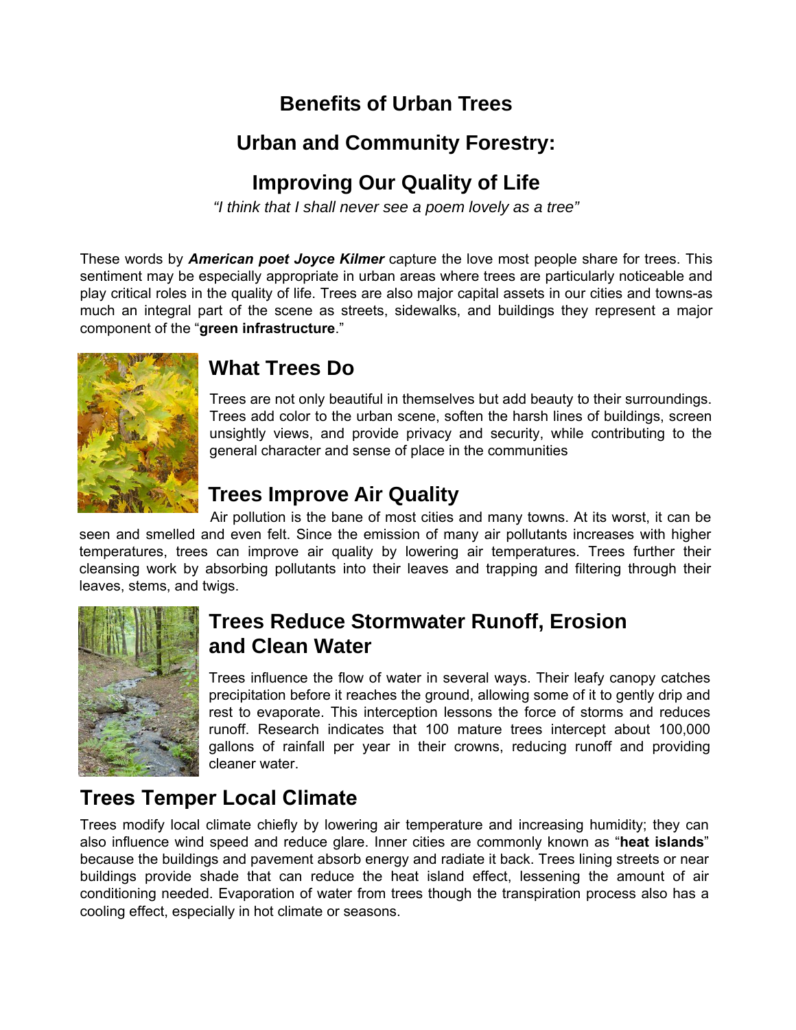# Benefits of Urban Trees

## Urban and Community Forestry:

## Improving Our Quality of Life

*"I think that I shall never see a poem lovely as a tree"*

These words by ***American poet Joyce Kilmer*** capture the love most people share for trees. This sentiment may be especially appropriate in urban areas where trees are particularly noticeable and play critical roles in the quality of life. Trees are also major capital assets in our cities and towns-as much an integral part of the scene as streets, sidewalks, and buildings they represent a major component of the "**green infrastructure**."

## What Trees Do

Trees are not only beautiful in themselves but add beauty to their surroundings. Trees add color to the urban scene, soften the harsh lines of buildings, screen unsightly views, and provide privacy and security, while contributing to the general character and sense of place in the communities

## Trees Improve Air Quality

Air pollution is the bane of most cities and many towns. At its worst, it can be seen and smelled and even felt. Since the emission of many air pollutants increases with higher temperatures, trees can improve air quality by lowering air temperatures. Trees further their cleansing work by absorbing pollutants into their leaves and trapping and filtering through their leaves, stems, and twigs.

## Trees Reduce Stormwater Runoff, Erosion and Clean Water

Trees influence the flow of water in several ways. Their leafy canopy catches precipitation before it reaches the ground, allowing some of it to gently drip and rest to evaporate. This interception lessons the force of storms and reduces runoff. Research indicates that 100 mature trees intercept about 100,000 gallons of rainfall per year in their crowns, reducing runoff and providing cleaner water.

## Trees Temper Local Climate

Trees modify local climate chiefly by lowering air temperature and increasing humidity; they can also influence wind speed and reduce glare. Inner cities are commonly known as "**heat islands**" because the buildings and pavement absorb energy and radiate it back. Trees lining streets or near buildings provide shade that can reduce the heat island effect, lessening the amount of air conditioning needed. Evaporation of water from trees though the transpiration process also has a cooling effect, especially in hot climate or seasons.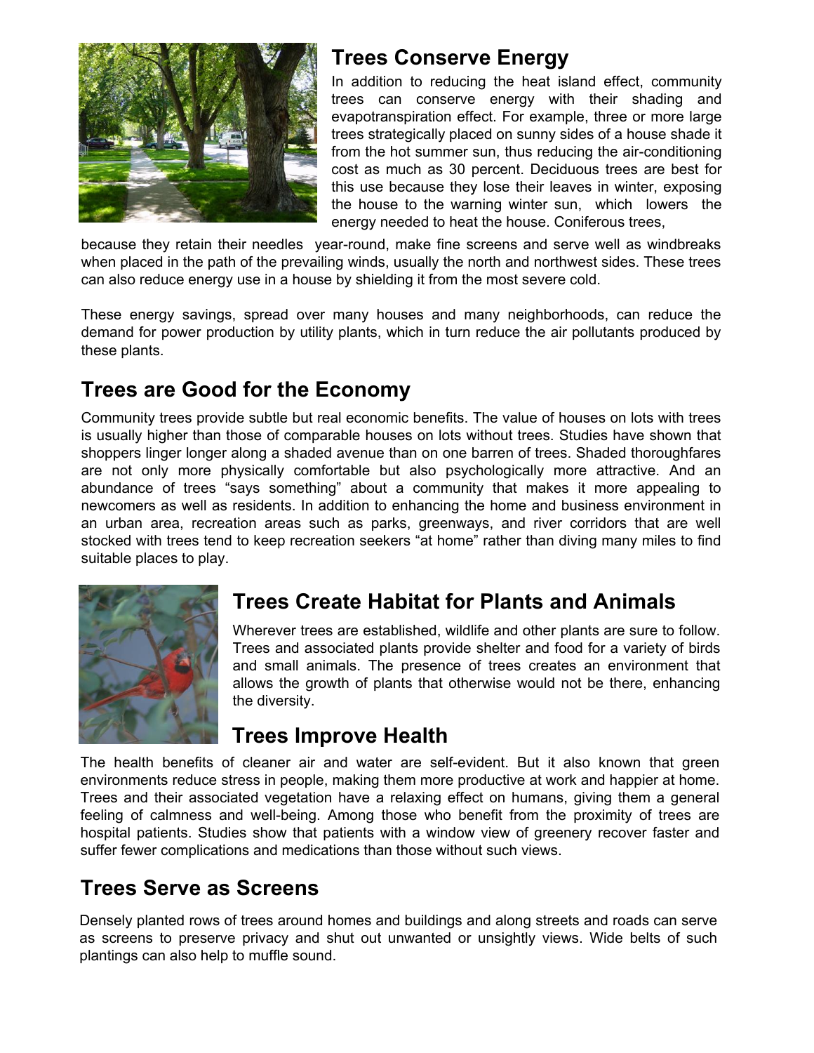## Trees Conserve Energy

In addition to reducing the heat island effect, community trees can conserve energy with their shading and evapotranspiration effect. For example, three or more large trees strategically placed on sunny sides of a house shade it from the hot summer sun, thus reducing the air-conditioning cost as much as 30 percent. Deciduous trees are best for this use because they lose their leaves in winter, exposing the house to the warming winter sun, which lowers the energy needed to heat the house. Coniferous trees, because they retain their needles year-round, make fine screens and serve well as windbreaks when placed in the path of the prevailing winds, usually the north and northwest sides. These trees can also reduce energy use in a house by shielding it from the most severe cold.

These energy savings, spread over many houses and many neighborhoods, can reduce the demand for power production by utility plants, which in turn reduce the air pollutants produced by these plants.

## Trees are Good for the Economy

Community trees provide subtle but real economic benefits. The value of houses on lots with trees is usually higher than those of comparable houses on lots without trees. Studies have shown that shoppers linger longer along a shaded avenue than on one barren of trees. Shaded thoroughfares are not only more physically comfortable but also psychologically more attractive. And an abundance of trees "says something" about a community that makes it more appealing to newcomers as well as residents. In addition to enhancing the home and business environment in an urban area, recreation areas such as parks, greenways, and river corridors that are well stocked with trees tend to keep recreation seekers "at home" rather than diving many miles to find suitable places to play.

## Trees Create Habitat for Plants and Animals

Wherever trees are established, wildlife and other plants are sure to follow. Trees and associated plants provide shelter and food for a variety of birds and small animals. The presence of trees creates an environment that allows the growth of plants that otherwise would not be there, enhancing the diversity.

## Trees Improve Health

The health benefits of cleaner air and water are self-evident. But it also known that green environments reduce stress in people, making them more productive at work and happier at home. Trees and their associated vegetation have a relaxing effect on humans, giving them a general feeling of calmness and well-being. Among those who benefit from the proximity of trees are hospital patients. Studies show that patients with a window view of greenery recover faster and suffer fewer complications and medications than those without such views.

## Trees Serve as Screens

Densely planted rows of trees around homes and buildings and along streets and roads can serve as screens to preserve privacy and shut out unwanted or unsightly views. Wide belts of such plantings can also help to muffle sound.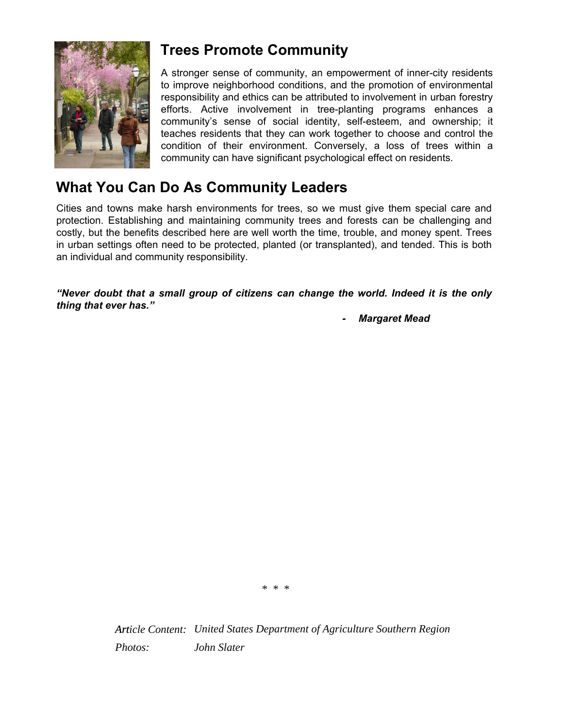## Trees Promote Community

A stronger sense of community, an empowerment of inner-city residents to improve neighborhood conditions, and the promotion of environmental responsibility and ethics can be attributed to involvement in urban forestry efforts. Active involvement in tree-planting programs enhances a community's sense of social identity, self-esteem, and ownership; it teaches residents that they can work together to choose and control the condition of their environment. Conversely, a loss of trees within a community can have significant psychological effect on residents.

## What You Can Do As Community Leaders

Cities and towns make harsh environments for trees, so we must give them special care and protection. Establishing and maintaining community trees and forests can be challenging and costly, but the benefits described here are well worth the time, trouble, and money spent. Trees in urban settings often need to be protected, planted (or transplanted), and tended. This is both an individual and community responsibility.

***"Never doubt that a small group of citizens can change the world. Indeed it is the only thing that ever has."***

***- Margaret Mead***

\* \* \*

*Article Content:* *United States Department of Agriculture Southern Region*

*Photos:* *John Slater*